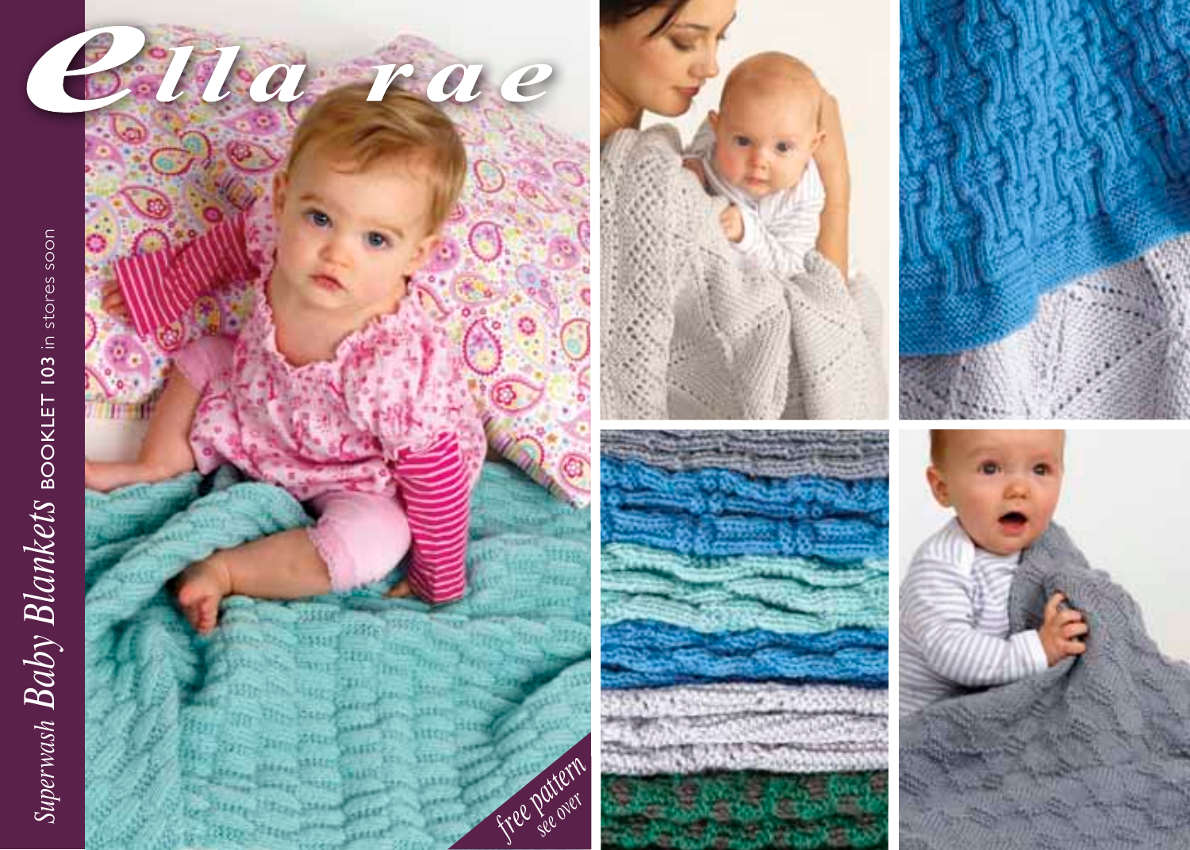# ella rae

*Superwash Baby Blankets* BOOKLET 103 in stores soon

*free pattern see over*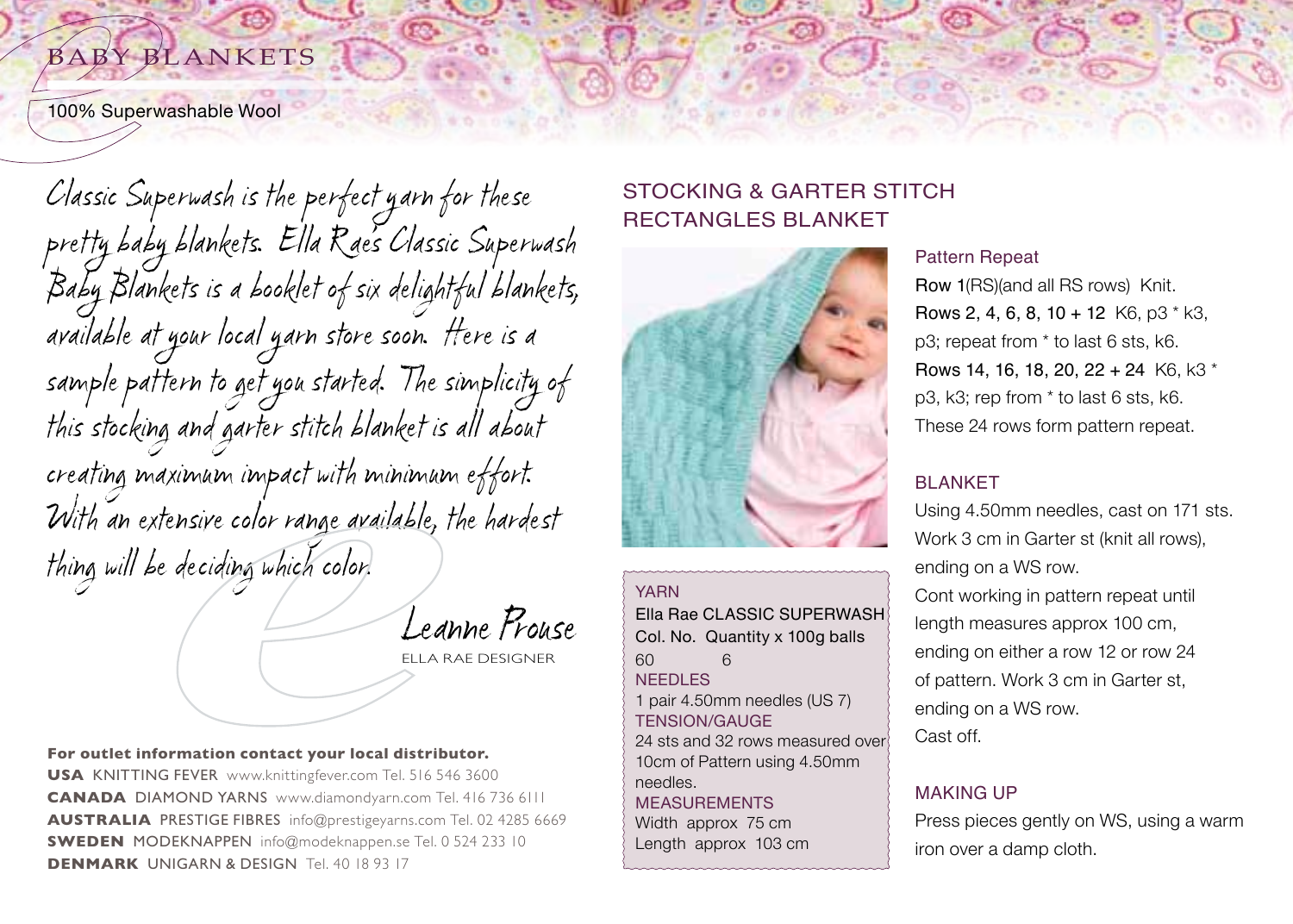# BABY BLANKETS

100% Superwashable Wool

*Classic Superwash is the perfect yarn for these pretty baby blankets. Ella Raes Classic Superwash Baby Blankets is a booklet of six delightful blankets, available at your local yarn store soon. Here is a sample pattern to get you started. The simplicity of this stocking and garter stitch blanket is all about creating maximum impact with minimum effort. With an extensive color range available, the hardest thing will be deciding which color.*

*Leanne Prouse*
ELLA RAE DESIGNER

**For outlet information contact your local distributor.**
**USA** KNITTING FEVER www.knittingfever.com Tel. 516 546 3600
**CANADA** DIAMOND YARNS www.diamondyarn.com Tel. 416 736 6111
**AUSTRALIA** PRESTIGE FIBRES info@prestigeyarns.com Tel. 02 4285 6669
**SWEDEN** MODEKNAPPEN info@modeknappen.se Tel. 0 524 233 10
**DENMARK** UNIGARN & DESIGN Tel. 40 18 93 17

## STOCKING & GARTER STITCH RECTANGLES BLANKET

### YARN
Ella Rae CLASSIC SUPERWASH
Col. No. Quantity x 100g balls
60 6

### NEEDLES
1 pair 4.50mm needles (US 7)

### TENSION/GAUGE
24 sts and 32 rows measured over 10cm of Pattern using 4.50mm needles.

### MEASUREMENTS
Width approx 75 cm
Length approx 103 cm

### Pattern Repeat
Row 1(RS)(and all RS rows) Knit.
Rows 2, 4, 6, 8, 10 + 12 K6, p3 * k3, p3; repeat from * to last 6 sts, k6.
Rows 14, 16, 18, 20, 22 + 24 K6, k3 * p3, k3; rep from * to last 6 sts, k6.
These 24 rows form pattern repeat.

### BLANKET
Using 4.50mm needles, cast on 171 sts.
Work 3 cm in Garter st (knit all rows), ending on a WS row.
Cont working in pattern repeat until length measures approx 100 cm, ending on either a row 12 or row 24 of pattern. Work 3 cm in Garter st, ending on a WS row.
Cast off.

### MAKING UP
Press pieces gently on WS, using a warm iron over a damp cloth.